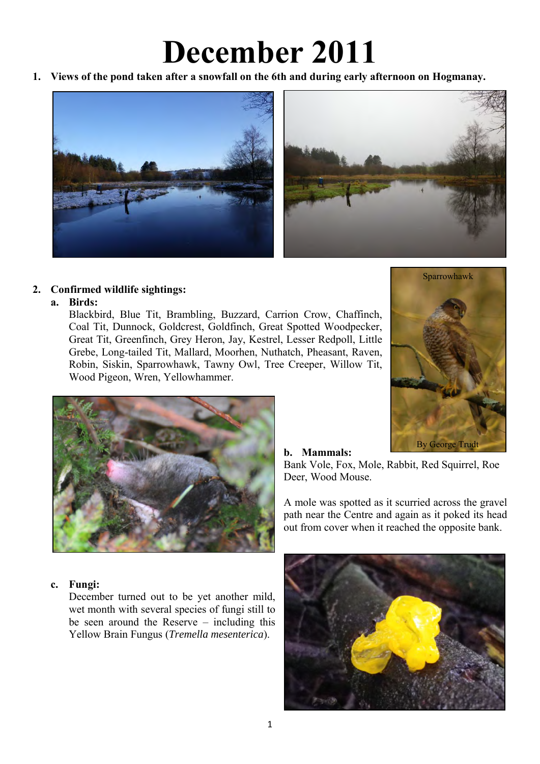# December 2011

1. **Views of the pond taken after a snowfall on the 6th and during early afternoon on Hogmanay.**

2. **Confirmed wildlife sightings:**

   a. **Birds:**

   Blackbird, Blue Tit, Brambling, Buzzard, Carrion Crow, Chaffinch, Coal Tit, Dunnock, Goldcrest, Goldfinch, Great Spotted Woodpecker, Great Tit, Greenfinch, Grey Heron, Jay, Kestrel, Lesser Redpoll, Little Grebe, Long-tailed Tit, Mallard, Moorhen, Nuthatch, Pheasant, Raven, Robin, Siskin, Sparrowhawk, Tawny Owl, Tree Creeper, Willow Tit, Wood Pigeon, Wren, Yellowhammer.

   Sparrowhawk

   By George Trudt

   b. **Mammals:**

   Bank Vole, Fox, Mole, Rabbit, Red Squirrel, Roe Deer, Wood Mouse.

   A mole was spotted as it scurried across the gravel path near the Centre and again as it poked its head out from cover when it reached the opposite bank.

   c. **Fungi:**

   December turned out to be yet another mild, wet month with several species of fungi still to be seen around the Reserve – including this Yellow Brain Fungus (*Tremella mesenterica*).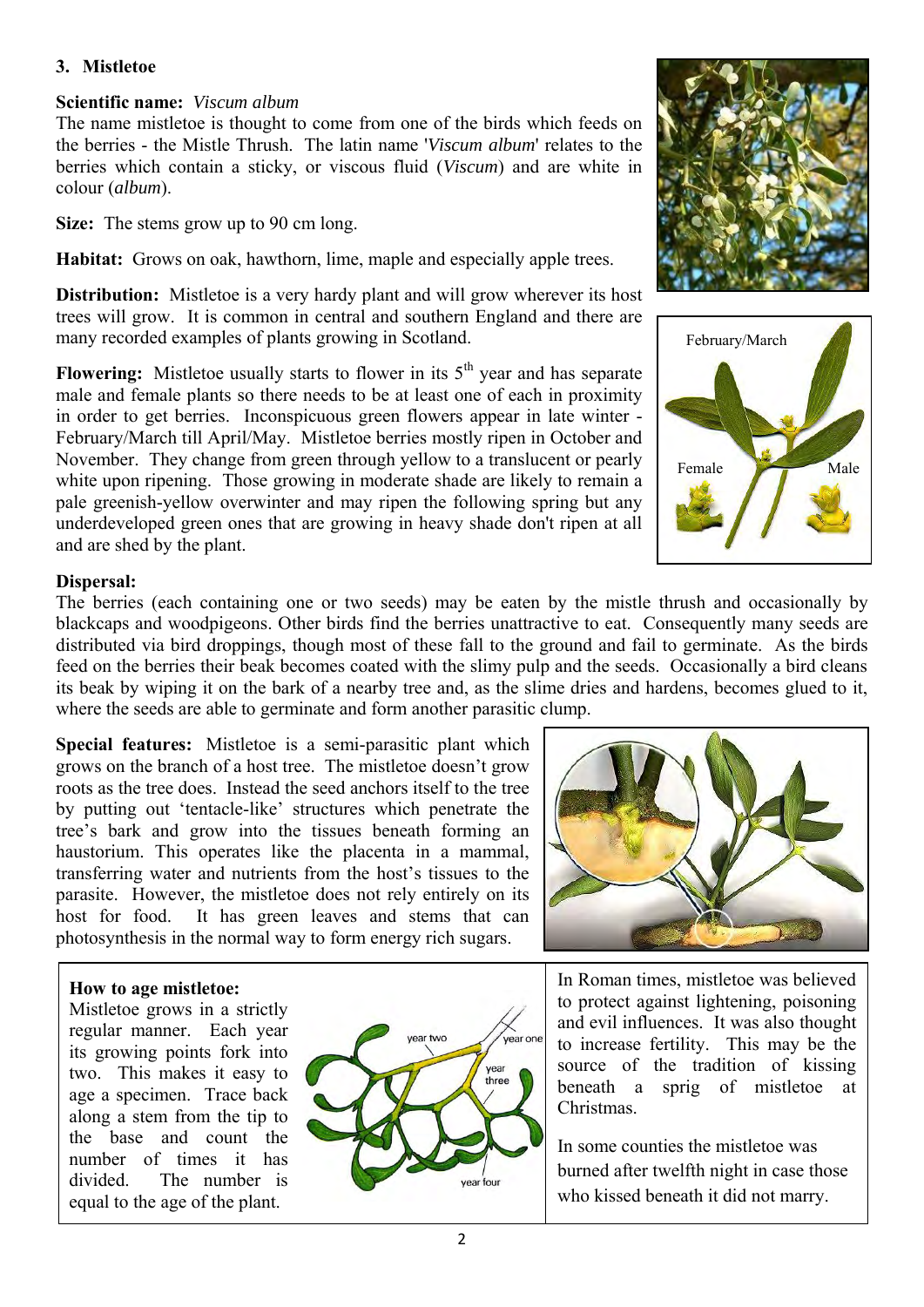## 3. Mistletoe

**Scientific name:** *Viscum album*

The name mistletoe is thought to come from one of the birds which feeds on the berries - the Mistle Thrush. The latin name '*Viscum album*' relates to the berries which contain a sticky, or viscous fluid (*Viscum*) and are white in colour (*album*).

**Size:** The stems grow up to 90 cm long.

**Habitat:** Grows on oak, hawthorn, lime, maple and especially apple trees.

**Distribution:** Mistletoe is a very hardy plant and will grow wherever its host trees will grow. It is common in central and southern England and there are many recorded examples of plants growing in Scotland.

**Flowering:** Mistletoe usually starts to flower in its 5th year and has separate male and female plants so there needs to be at least one of each in proximity in order to get berries. Inconspicuous green flowers appear in late winter - February/March till April/May. Mistletoe berries mostly ripen in October and November. They change from green through yellow to a translucent or pearly white upon ripening. Those growing in moderate shade are likely to remain a pale greenish-yellow overwinter and may ripen the following spring but any underdeveloped green ones that are growing in heavy shade don't ripen at all and are shed by the plant.

February/March

Female

Male

**Dispersal:**

The berries (each containing one or two seeds) may be eaten by the mistle thrush and occasionally by blackcaps and woodpigeons. Other birds find the berries unattractive to eat. Consequently many seeds are distributed via bird droppings, though most of these fall to the ground and fail to germinate. As the birds feed on the berries their beak becomes coated with the slimy pulp and the seeds. Occasionally a bird cleans its beak by wiping it on the bark of a nearby tree and, as the slime dries and hardens, becomes glued to it, where the seeds are able to germinate and form another parasitic clump.

**Special features:** Mistletoe is a semi-parasitic plant which grows on the branch of a host tree. The mistletoe doesn't grow roots as the tree does. Instead the seed anchors itself to the tree by putting out 'tentacle-like' structures which penetrate the tree's bark and grow into the tissues beneath forming an haustorium. This operates like the placenta in a mammal, transferring water and nutrients from the host's tissues to the parasite. However, the mistletoe does not rely entirely on its host for food. It has green leaves and stems that can photosynthesis in the normal way to form energy rich sugars.

**How to age mistletoe:**

Mistletoe grows in a strictly regular manner. Each year its growing points fork into two. This makes it easy to age a specimen. Trace back along a stem from the tip to the base and count the number of times it has divided. The number is equal to the age of the plant.

year two | year one | year three | year four

In Roman times, mistletoe was believed to protect against lightening, poisoning and evil influences. It was also thought to increase fertility. This may be the source of the tradition of kissing beneath a sprig of mistletoe at Christmas.

In some counties the mistletoe was burned after twelfth night in case those who kissed beneath it did not marry.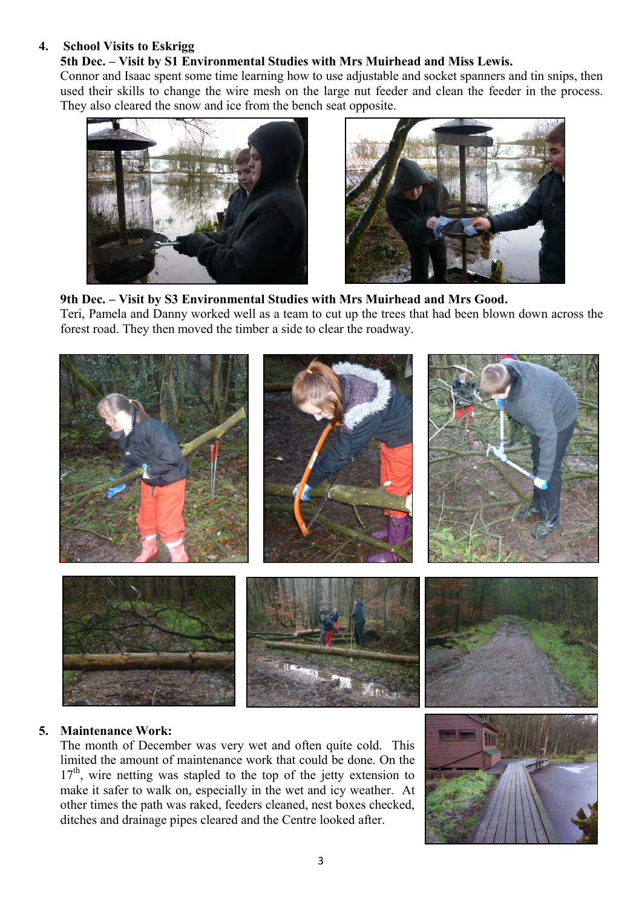## 4. School Visits to Eskrigg

**5th Dec. – Visit by S1 Environmental Studies with Mrs Muirhead and Miss Lewis.**

Connor and Isaac spent some time learning how to use adjustable and socket spanners and tin snips, then used their skills to change the wire mesh on the large nut feeder and clean the feeder in the process. They also cleared the snow and ice from the bench seat opposite.

**9th Dec. – Visit by S3 Environmental Studies with Mrs Muirhead and Mrs Good.**

Teri, Pamela and Danny worked well as a team to cut up the trees that had been blown down across the forest road. They then moved the timber a side to clear the roadway.

## 5. Maintenance Work:

The month of December was very wet and often quite cold. This limited the amount of maintenance work that could be done. On the 17th, wire netting was stapled to the top of the jetty extension to make it safer to walk on, especially in the wet and icy weather. At other times the path was raked, feeders cleaned, nest boxes checked, ditches and drainage pipes cleared and the Centre looked after.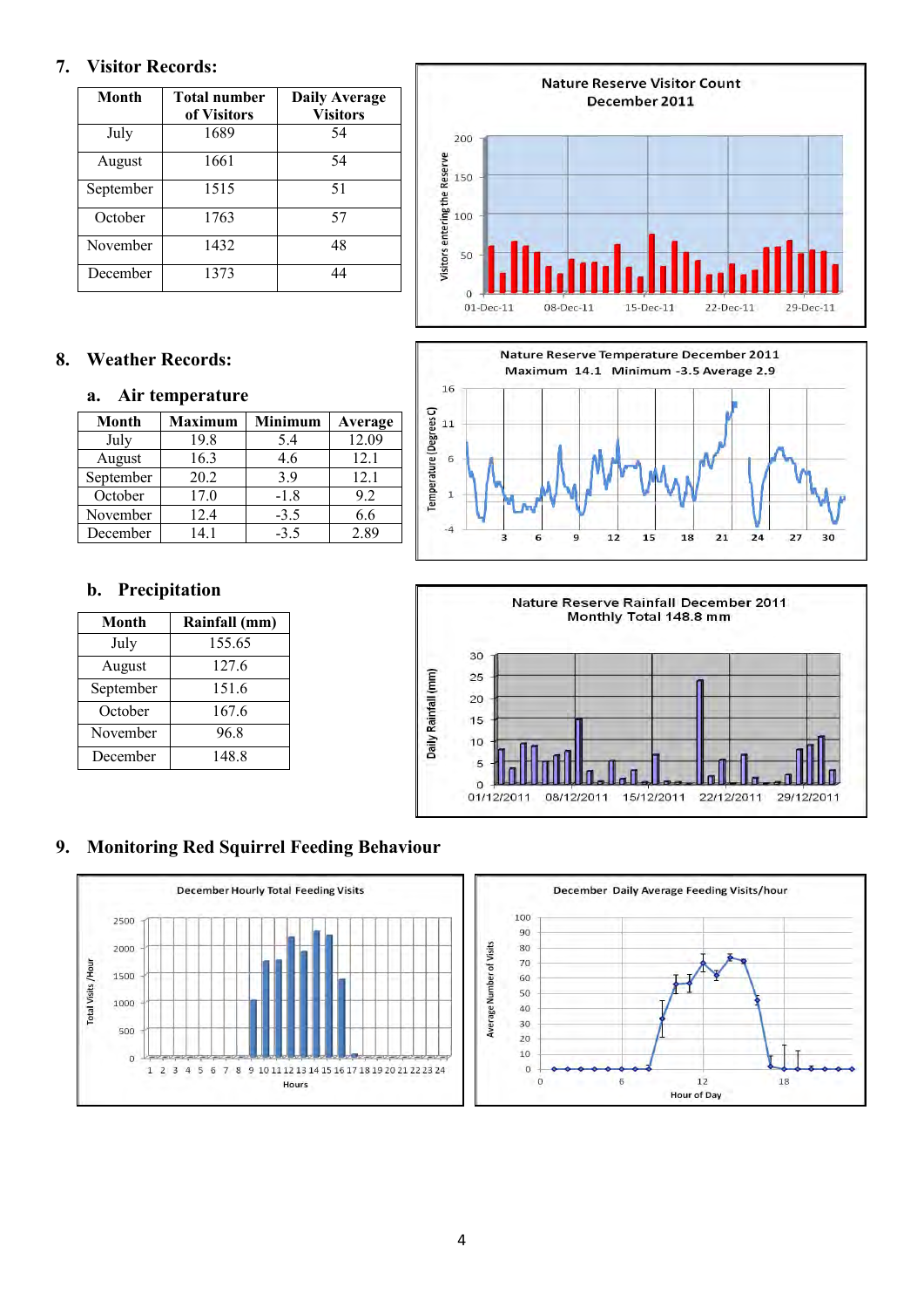## 7. Visitor Records:

| Month | Total number of Visitors | Daily Average Visitors |
|---|---|---|
| July | 1689 | 54 |
| August | 1661 | 54 |
| September | 1515 | 51 |
| October | 1763 | 57 |
| November | 1432 | 48 |
| December | 1373 | 44 |

## 8. Weather Records:

### a. Air temperature

| Month | Maximum | Minimum | Average |
|---|---|---|---|
| July | 19.8 | 5.4 | 12.09 |
| August | 16.3 | 4.6 | 12.1 |
| September | 20.2 | 3.9 | 12.1 |
| October | 17.0 | -1.8 | 9.2 |
| November | 12.4 | -3.5 | 6.6 |
| December | 14.1 | -3.5 | 2.89 |

### b. Precipitation

| Month | Rainfall (mm) |
|---|---|
| July | 155.65 |
| August | 127.6 |
| September | 151.6 |
| October | 167.6 |
| November | 96.8 |
| December | 148.8 |

## 9. Monitoring Red Squirrel Feeding Behaviour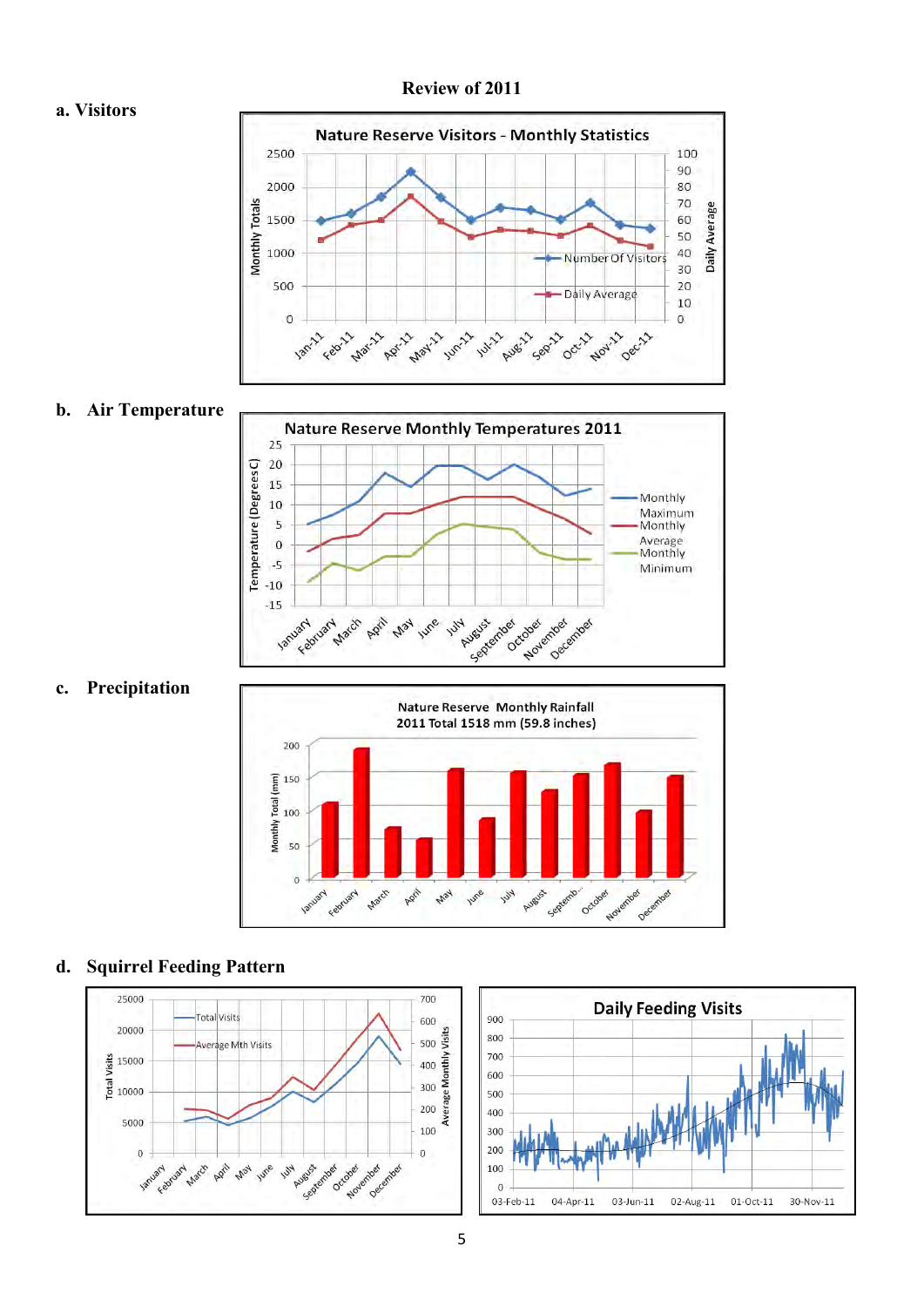# Review of 2011

## a. Visitors

Nature Reserve Visitors - Monthly Statistics

Monthly Totals

2500
2000
1500
1000
500
0

Daily Average

100
90
80
70
60
50
40
30
20
10
0

Number Of Visitors

Daily Average

Jan-11 Feb-11 Mar-11 Apr-11 May-11 Jun-11 Jul-11 Aug-11 Sep-11 Oct-11 Nov-11 Dec-11

## b. Air Temperature

Nature Reserve Monthly Temperatures 2011

Temperature (DegreesC)

25
20
15
10
5
0
-5
-10
-15

Monthly Maximum

Monthly Average

Monthly Minimum

January February March April May June July August September October November December

## c. Precipitation

Nature Reserve Monthly Rainfall
2011 Total 1518 mm (59.8 inches)

Monthly Total (mm)

200
150
100
50
0

January February March April May June July August Septemb... October November December

## d. Squirrel Feeding Pattern

Total Visits

25000
20000
15000
10000
5000
0

Average Monthly Visits

700
600
500
400
300
200
100
0

Total Visits

Average Mth Visits

January February March April May June July August September October November December

Daily Feeding Visits

900
800
700
600
500
400
300
200
100
0

03-Feb-11 04-Apr-11 03-Jun-11 02-Aug-11 01-Oct-11 30-Nov-11